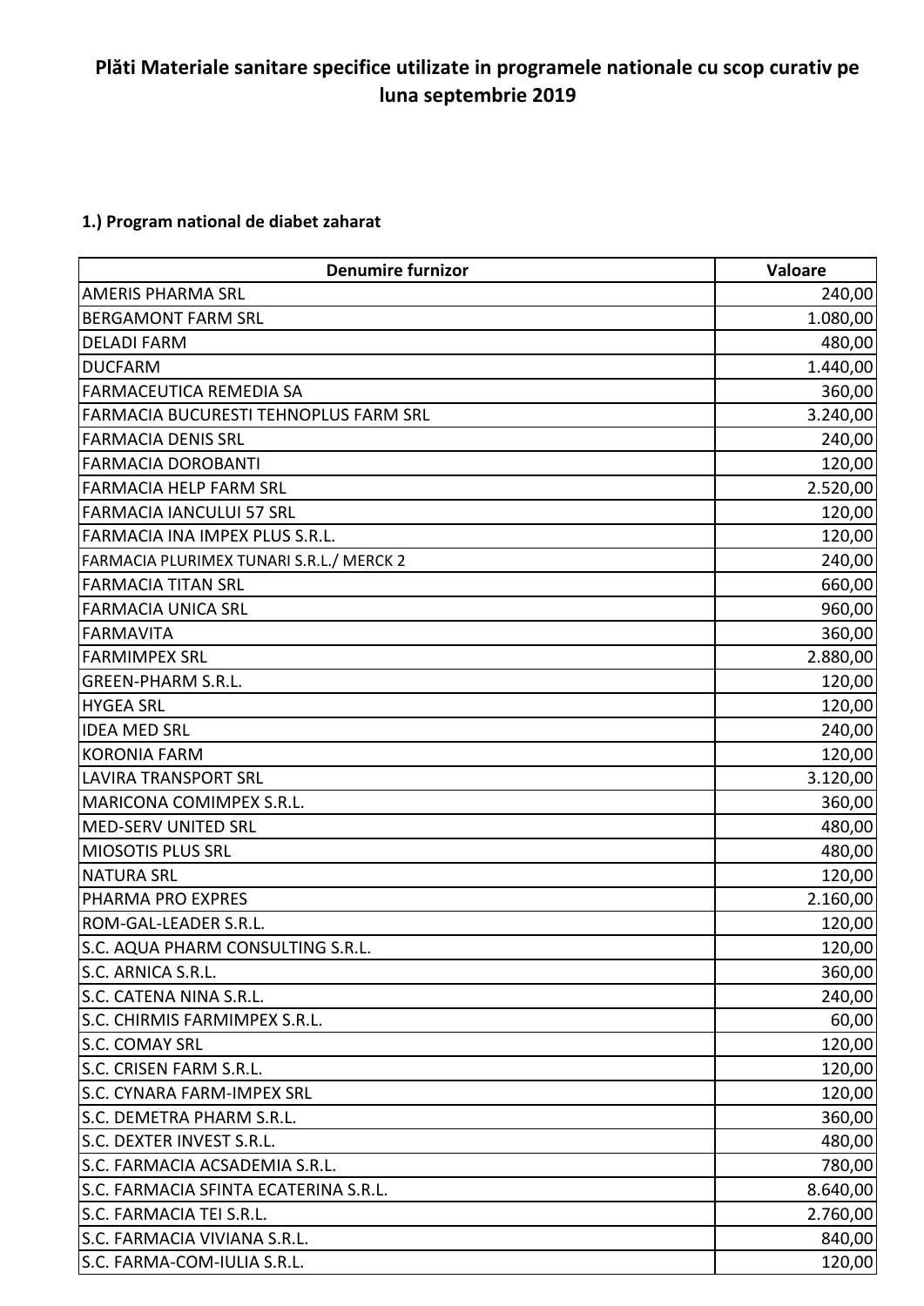# Plăti Materiale sanitare specifice utilizate in programele nationale cu scop curativ pe luna septembrie 2019

## 1.) Program national de diabet zaharat

| Denumire furnizor | Valoare |
|---|---|
| AMERIS PHARMA SRL | 240,00 |
| BERGAMONT FARM SRL | 1.080,00 |
| DELADI FARM | 480,00 |
| DUCFARM | 1.440,00 |
| FARMACEUTICA REMEDIA SA | 360,00 |
| FARMACIA BUCURESTI TEHNOPLUS FARM SRL | 3.240,00 |
| FARMACIA DENIS SRL | 240,00 |
| FARMACIA DOROBANTI | 120,00 |
| FARMACIA HELP FARM SRL | 2.520,00 |
| FARMACIA IANCULUI 57 SRL | 120,00 |
| FARMACIA INA IMPEX PLUS S.R.L. | 120,00 |
| FARMACIA PLURIMEX TUNARI S.R.L./ MERCK 2 | 240,00 |
| FARMACIA TITAN SRL | 660,00 |
| FARMACIA UNICA SRL | 960,00 |
| FARMAVITA | 360,00 |
| FARMIMPEX SRL | 2.880,00 |
| GREEN-PHARM S.R.L. | 120,00 |
| HYGEA SRL | 120,00 |
| IDEA MED SRL | 240,00 |
| KORONIA FARM | 120,00 |
| LAVIRA TRANSPORT SRL | 3.120,00 |
| MARICONA COMIMPEX S.R.L. | 360,00 |
| MED-SERV UNITED SRL | 480,00 |
| MIOSOTIS PLUS SRL | 480,00 |
| NATURA SRL | 120,00 |
| PHARMA PRO EXPRES | 2.160,00 |
| ROM-GAL-LEADER S.R.L. | 120,00 |
| S.C. AQUA PHARM CONSULTING S.R.L. | 120,00 |
| S.C. ARNICA S.R.L. | 360,00 |
| S.C. CATENA NINA S.R.L. | 240,00 |
| S.C. CHIRMIS FARMIMPEX S.R.L. | 60,00 |
| S.C. COMAY SRL | 120,00 |
| S.C. CRISEN FARM S.R.L. | 120,00 |
| S.C. CYNARA FARM-IMPEX SRL | 120,00 |
| S.C. DEMETRA PHARM S.R.L. | 360,00 |
| S.C. DEXTER INVEST S.R.L. | 480,00 |
| S.C. FARMACIA ACSADEMIA S.R.L. | 780,00 |
| S.C. FARMACIA SFINTA ECATERINA S.R.L. | 8.640,00 |
| S.C. FARMACIA TEI S.R.L. | 2.760,00 |
| S.C. FARMACIA VIVIANA S.R.L. | 840,00 |
| S.C. FARMA-COM-IULIA S.R.L. | 120,00 |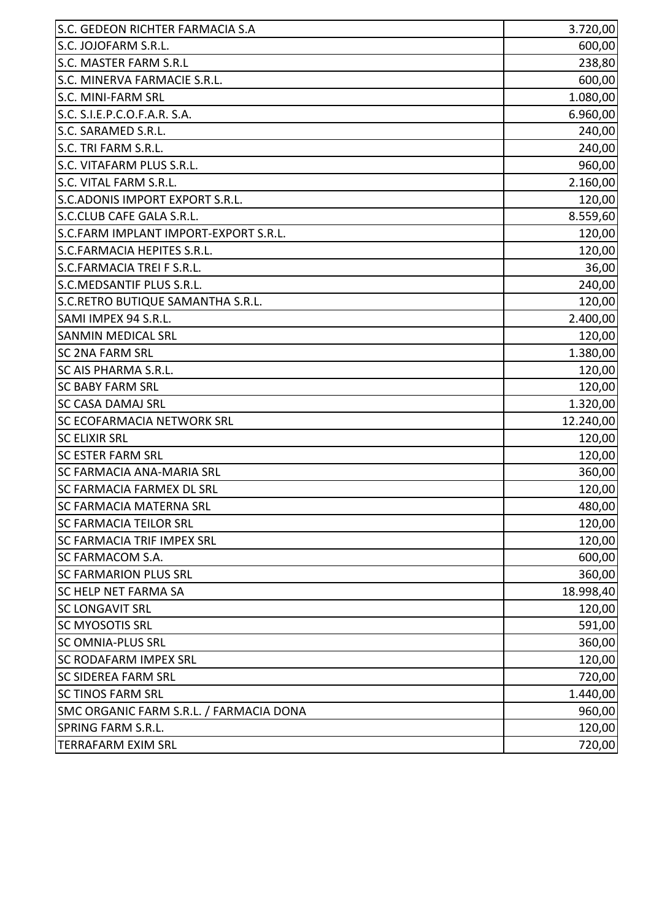| | |
|---|---|
| S.C. GEDEON RICHTER FARMACIA S.A | 3.720,00 |
| S.C. JOJOFARM S.R.L. | 600,00 |
| S.C. MASTER FARM S.R.L | 238,80 |
| S.C. MINERVA FARMACIE S.R.L. | 600,00 |
| S.C. MINI-FARM SRL | 1.080,00 |
| S.C. S.I.E.P.C.O.F.A.R. S.A. | 6.960,00 |
| S.C. SARAMED S.R.L. | 240,00 |
| S.C. TRI FARM S.R.L. | 240,00 |
| S.C. VITAFARM PLUS S.R.L. | 960,00 |
| S.C. VITAL FARM S.R.L. | 2.160,00 |
| S.C.ADONIS IMPORT EXPORT S.R.L. | 120,00 |
| S.C.CLUB CAFE GALA S.R.L. | 8.559,60 |
| S.C.FARM IMPLANT IMPORT-EXPORT S.R.L. | 120,00 |
| S.C.FARMACIA HEPITES S.R.L. | 120,00 |
| S.C.FARMACIA TREI F S.R.L. | 36,00 |
| S.C.MEDSANTIF PLUS S.R.L. | 240,00 |
| S.C.RETRO BUTIQUE SAMANTHA S.R.L. | 120,00 |
| SAMI IMPEX 94 S.R.L. | 2.400,00 |
| SANMIN MEDICAL SRL | 120,00 |
| SC 2NA FARM SRL | 1.380,00 |
| SC AIS PHARMA S.R.L. | 120,00 |
| SC BABY FARM SRL | 120,00 |
| SC CASA DAMAJ SRL | 1.320,00 |
| SC ECOFARMACIA NETWORK SRL | 12.240,00 |
| SC ELIXIR SRL | 120,00 |
| SC ESTER FARM SRL | 120,00 |
| SC FARMACIA ANA-MARIA SRL | 360,00 |
| SC FARMACIA FARMEX DL SRL | 120,00 |
| SC FARMACIA MATERNA SRL | 480,00 |
| SC FARMACIA TEILOR SRL | 120,00 |
| SC FARMACIA TRIF IMPEX SRL | 120,00 |
| SC FARMACOM S.A. | 600,00 |
| SC FARMARION PLUS SRL | 360,00 |
| SC HELP NET FARMA SA | 18.998,40 |
| SC LONGAVIT SRL | 120,00 |
| SC MYOSOTIS SRL | 591,00 |
| SC OMNIA-PLUS SRL | 360,00 |
| SC RODAFARM IMPEX SRL | 120,00 |
| SC SIDEREA FARM SRL | 720,00 |
| SC TINOS FARM SRL | 1.440,00 |
| SMC ORGANIC FARM S.R.L. / FARMACIA DONA | 960,00 |
| SPRING FARM S.R.L. | 120,00 |
| TERRAFARM EXIM SRL | 720,00 |